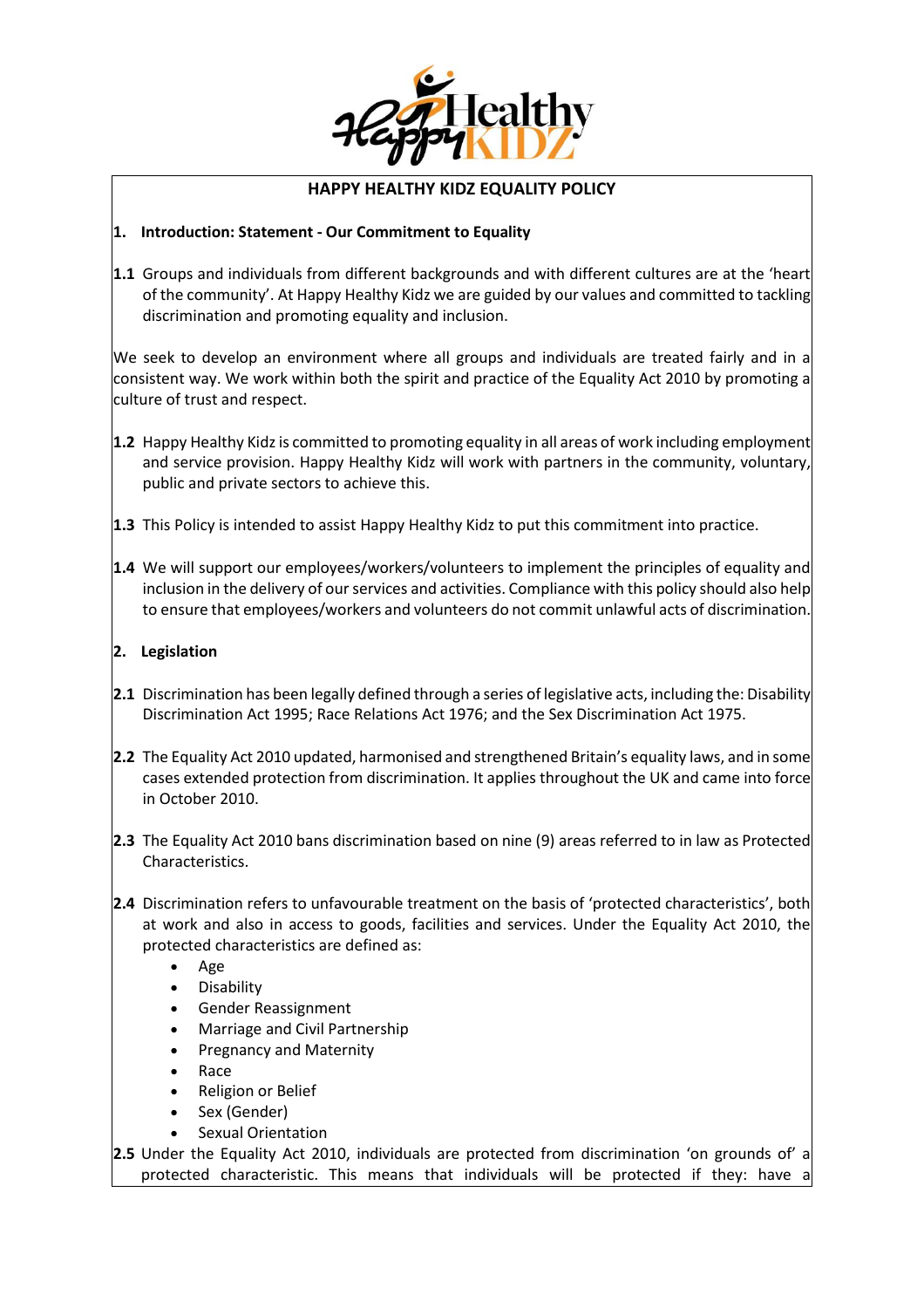# HAPPY HEALTHY KIDZ EQUALITY POLICY

## 1. Introduction: Statement - Our Commitment to Equality

**1.1** Groups and individuals from different backgrounds and with different cultures are at the 'heart of the community'. At Happy Healthy Kidz we are guided by our values and committed to tackling discrimination and promoting equality and inclusion.

We seek to develop an environment where all groups and individuals are treated fairly and in a consistent way. We work within both the spirit and practice of the Equality Act 2010 by promoting a culture of trust and respect.

**1.2** Happy Healthy Kidz is committed to promoting equality in all areas of work including employment and service provision. Happy Healthy Kidz will work with partners in the community, voluntary, public and private sectors to achieve this.

**1.3** This Policy is intended to assist Happy Healthy Kidz to put this commitment into practice.

**1.4** We will support our employees/workers/volunteers to implement the principles of equality and inclusion in the delivery of our services and activities. Compliance with this policy should also help to ensure that employees/workers and volunteers do not commit unlawful acts of discrimination.

## 2. Legislation

**2.1** Discrimination has been legally defined through a series of legislative acts, including the: Disability Discrimination Act 1995; Race Relations Act 1976; and the Sex Discrimination Act 1975.

**2.2** The Equality Act 2010 updated, harmonised and strengthened Britain's equality laws, and in some cases extended protection from discrimination. It applies throughout the UK and came into force in October 2010.

**2.3** The Equality Act 2010 bans discrimination based on nine (9) areas referred to in law as Protected Characteristics.

**2.4** Discrimination refers to unfavourable treatment on the basis of 'protected characteristics', both at work and also in access to goods, facilities and services. Under the Equality Act 2010, the protected characteristics are defined as:

- Age
- Disability
- Gender Reassignment
- Marriage and Civil Partnership
- Pregnancy and Maternity
- Race
- Religion or Belief
- Sex (Gender)
- Sexual Orientation

**2.5** Under the Equality Act 2010, individuals are protected from discrimination 'on grounds of' a protected characteristic. This means that individuals will be protected if they: have a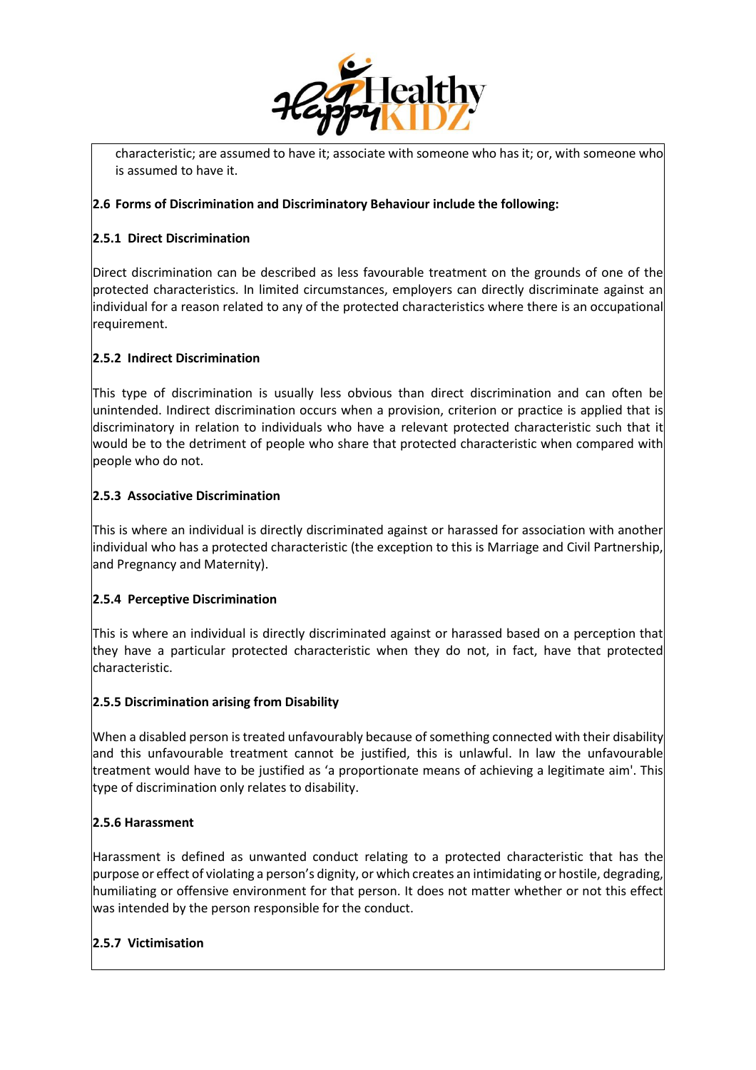characteristic; are assumed to have it; associate with someone who has it; or, with someone who is assumed to have it.

**2.6 Forms of Discrimination and Discriminatory Behaviour include the following:**

**2.5.1 Direct Discrimination**

Direct discrimination can be described as less favourable treatment on the grounds of one of the protected characteristics. In limited circumstances, employers can directly discriminate against an individual for a reason related to any of the protected characteristics where there is an occupational requirement.

**2.5.2 Indirect Discrimination**

This type of discrimination is usually less obvious than direct discrimination and can often be unintended. Indirect discrimination occurs when a provision, criterion or practice is applied that is discriminatory in relation to individuals who have a relevant protected characteristic such that it would be to the detriment of people who share that protected characteristic when compared with people who do not.

**2.5.3 Associative Discrimination**

This is where an individual is directly discriminated against or harassed for association with another individual who has a protected characteristic (the exception to this is Marriage and Civil Partnership, and Pregnancy and Maternity).

**2.5.4 Perceptive Discrimination**

This is where an individual is directly discriminated against or harassed based on a perception that they have a particular protected characteristic when they do not, in fact, have that protected characteristic.

**2.5.5 Discrimination arising from Disability**

When a disabled person is treated unfavourably because of something connected with their disability and this unfavourable treatment cannot be justified, this is unlawful. In law the unfavourable treatment would have to be justified as 'a proportionate means of achieving a legitimate aim'. This type of discrimination only relates to disability.

**2.5.6 Harassment**

Harassment is defined as unwanted conduct relating to a protected characteristic that has the purpose or effect of violating a person's dignity, or which creates an intimidating or hostile, degrading, humiliating or offensive environment for that person. It does not matter whether or not this effect was intended by the person responsible for the conduct.

**2.5.7 Victimisation**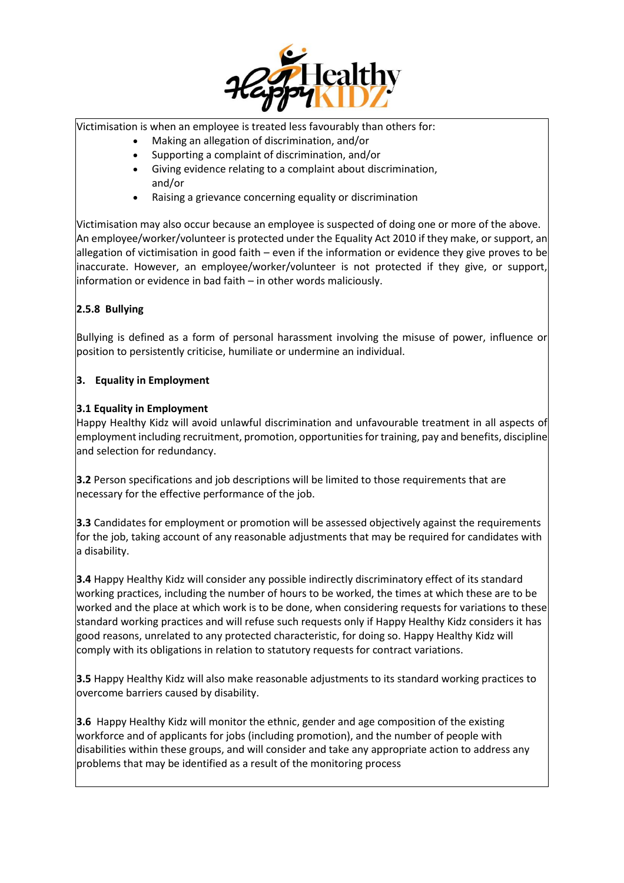Victimisation is when an employee is treated less favourably than others for:

- Making an allegation of discrimination, and/or
- Supporting a complaint of discrimination, and/or
- Giving evidence relating to a complaint about discrimination, and/or
- Raising a grievance concerning equality or discrimination

Victimisation may also occur because an employee is suspected of doing one or more of the above. An employee/worker/volunteer is protected under the Equality Act 2010 if they make, or support, an allegation of victimisation in good faith – even if the information or evidence they give proves to be inaccurate. However, an employee/worker/volunteer is not protected if they give, or support, information or evidence in bad faith – in other words maliciously.

**2.5.8 Bullying**

Bullying is defined as a form of personal harassment involving the misuse of power, influence or position to persistently criticise, humiliate or undermine an individual.

## 3. Equality in Employment

**3.1 Equality in Employment**
Happy Healthy Kidz will avoid unlawful discrimination and unfavourable treatment in all aspects of employment including recruitment, promotion, opportunities for training, pay and benefits, discipline and selection for redundancy.

**3.2** Person specifications and job descriptions will be limited to those requirements that are necessary for the effective performance of the job.

**3.3** Candidates for employment or promotion will be assessed objectively against the requirements for the job, taking account of any reasonable adjustments that may be required for candidates with a disability.

**3.4** Happy Healthy Kidz will consider any possible indirectly discriminatory effect of its standard working practices, including the number of hours to be worked, the times at which these are to be worked and the place at which work is to be done, when considering requests for variations to these standard working practices and will refuse such requests only if Happy Healthy Kidz considers it has good reasons, unrelated to any protected characteristic, for doing so. Happy Healthy Kidz will comply with its obligations in relation to statutory requests for contract variations.

**3.5** Happy Healthy Kidz will also make reasonable adjustments to its standard working practices to overcome barriers caused by disability.

**3.6** Happy Healthy Kidz will monitor the ethnic, gender and age composition of the existing workforce and of applicants for jobs (including promotion), and the number of people with disabilities within these groups, and will consider and take any appropriate action to address any problems that may be identified as a result of the monitoring process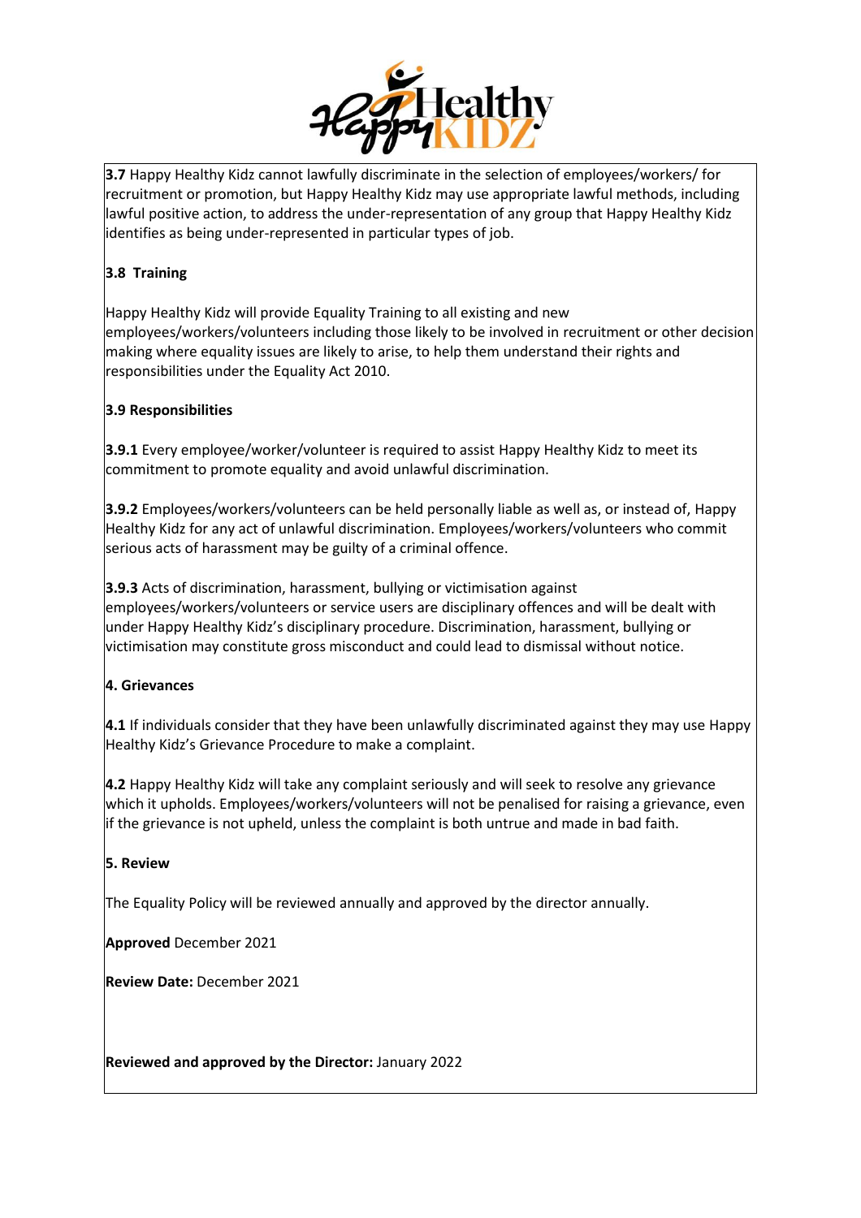**3.7** Happy Healthy Kidz cannot lawfully discriminate in the selection of employees/workers/ for recruitment or promotion, but Happy Healthy Kidz may use appropriate lawful methods, including lawful positive action, to address the under-representation of any group that Happy Healthy Kidz identifies as being under-represented in particular types of job.

**3.8 Training**

Happy Healthy Kidz will provide Equality Training to all existing and new employees/workers/volunteers including those likely to be involved in recruitment or other decision making where equality issues are likely to arise, to help them understand their rights and responsibilities under the Equality Act 2010.

**3.9 Responsibilities**

**3.9.1** Every employee/worker/volunteer is required to assist Happy Healthy Kidz to meet its commitment to promote equality and avoid unlawful discrimination.

**3.9.2** Employees/workers/volunteers can be held personally liable as well as, or instead of, Happy Healthy Kidz for any act of unlawful discrimination. Employees/workers/volunteers who commit serious acts of harassment may be guilty of a criminal offence.

**3.9.3** Acts of discrimination, harassment, bullying or victimisation against employees/workers/volunteers or service users are disciplinary offences and will be dealt with under Happy Healthy Kidz's disciplinary procedure. Discrimination, harassment, bullying or victimisation may constitute gross misconduct and could lead to dismissal without notice.

**4. Grievances**

**4.1** If individuals consider that they have been unlawfully discriminated against they may use Happy Healthy Kidz's Grievance Procedure to make a complaint.

**4.2** Happy Healthy Kidz will take any complaint seriously and will seek to resolve any grievance which it upholds. Employees/workers/volunteers will not be penalised for raising a grievance, even if the grievance is not upheld, unless the complaint is both untrue and made in bad faith.

**5. Review**

The Equality Policy will be reviewed annually and approved by the director annually.

**Approved** December 2021

**Review Date:** December 2021

**Reviewed and approved by the Director:** January 2022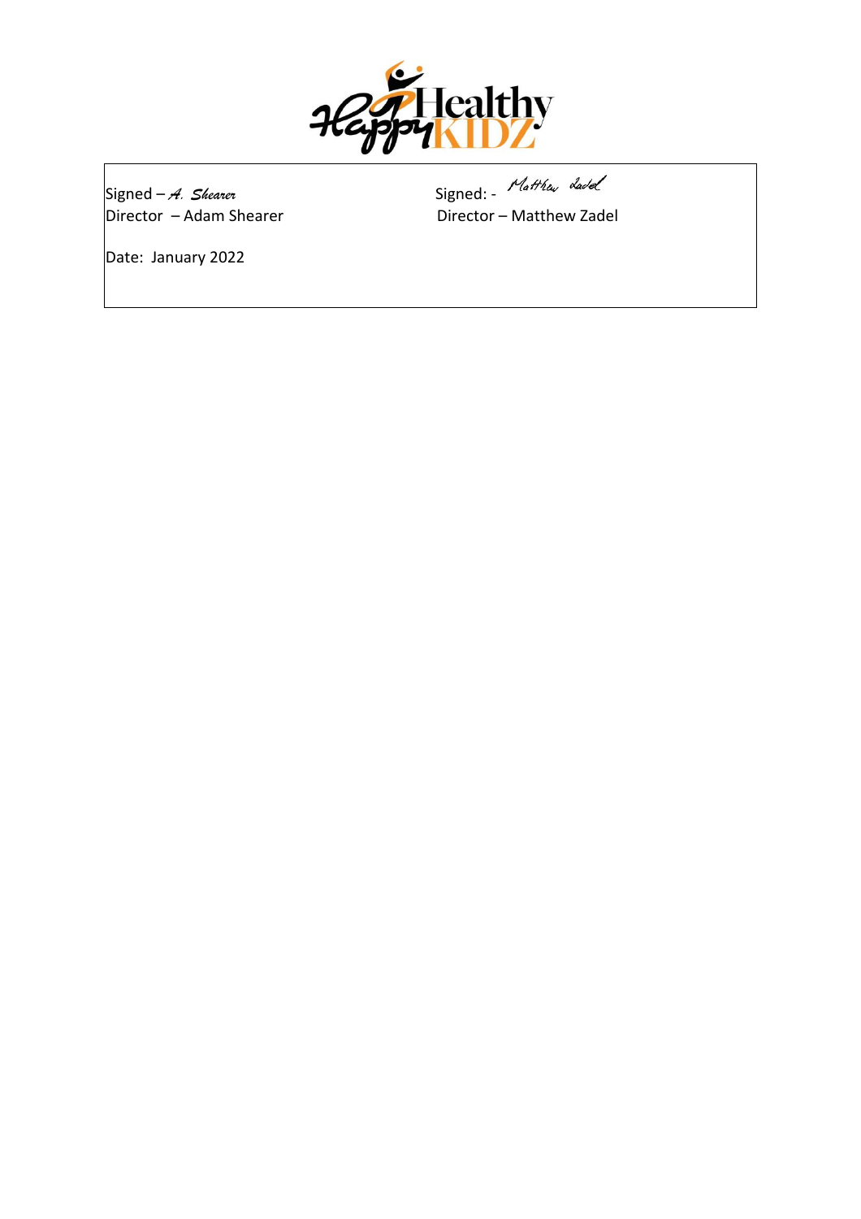Signed – *A. Shearer*
Director – Adam Shearer

Signed: - *Matthew Zadel*
Director – Matthew Zadel

Date: January 2022